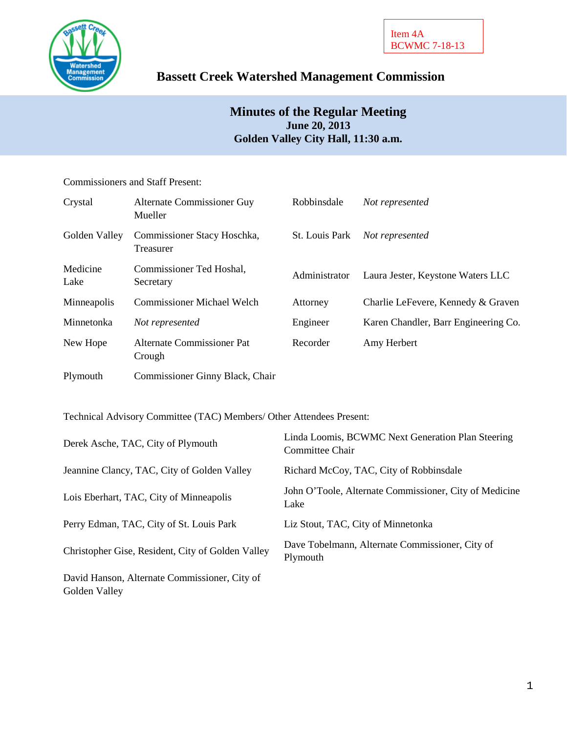Item 4A
BCWMC 7-18-13

# Bassett Creek Watershed Management Commission

## Minutes of the Regular Meeting
**June 20, 2013**
**Golden Valley City Hall, 11:30 a.m.**

Commissioners and Staff Present:

| | | | |
|---|---|---|---|
| Crystal | Alternate Commissioner Guy Mueller | Robbinsdale | *Not represented* |
| Golden Valley | Commissioner Stacy Hoschka, Treasurer | St. Louis Park | *Not represented* |
| Medicine Lake | Commissioner Ted Hoshal, Secretary | Administrator | Laura Jester, Keystone Waters LLC |
| Minneapolis | Commissioner Michael Welch | Attorney | Charlie LeFevere, Kennedy & Graven |
| Minnetonka | *Not represented* | Engineer | Karen Chandler, Barr Engineering Co. |
| New Hope | Alternate Commissioner Pat Crough | Recorder | Amy Herbert |
| Plymouth | Commissioner Ginny Black, Chair | | |

Technical Advisory Committee (TAC) Members/ Other Attendees Present:

| | |
|---|---|
| Derek Asche, TAC, City of Plymouth | Linda Loomis, BCWMC Next Generation Plan Steering Committee Chair |
| Jeannine Clancy, TAC, City of Golden Valley | Richard McCoy, TAC, City of Robbinsdale |
| Lois Eberhart, TAC, City of Minneapolis | John O'Toole, Alternate Commissioner, City of Medicine Lake |
| Perry Edman, TAC, City of St. Louis Park | Liz Stout, TAC, City of Minnetonka |
| Christopher Gise, Resident, City of Golden Valley | Dave Tobelmann, Alternate Commissioner, City of Plymouth |
| David Hanson, Alternate Commissioner, City of Golden Valley | |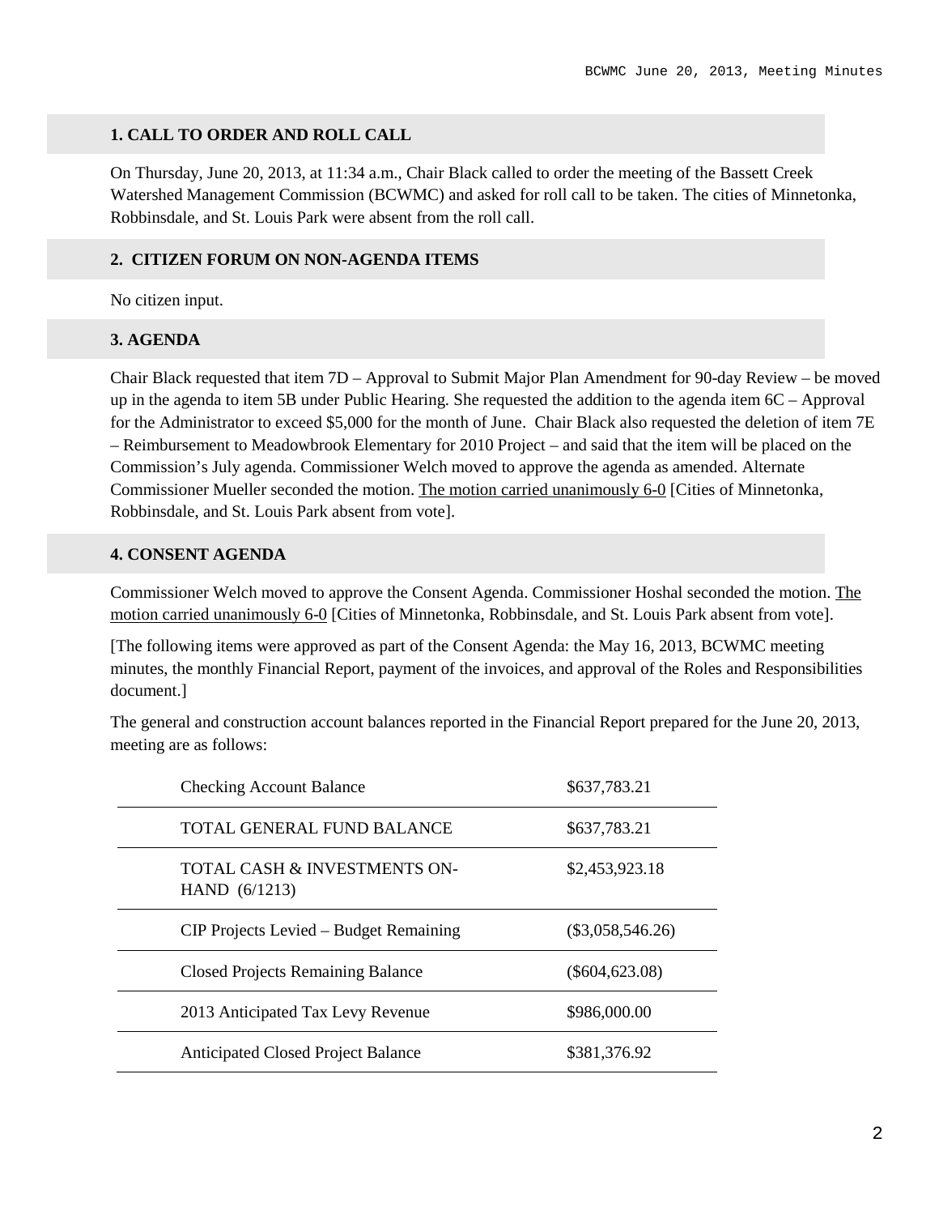## 1. CALL TO ORDER AND ROLL CALL

On Thursday, June 20, 2013, at 11:34 a.m., Chair Black called to order the meeting of the Bassett Creek Watershed Management Commission (BCWMC) and asked for roll call to be taken. The cities of Minnetonka, Robbinsdale, and St. Louis Park were absent from the roll call.

## 2. CITIZEN FORUM ON NON-AGENDA ITEMS

No citizen input.

## 3. AGENDA

Chair Black requested that item 7D – Approval to Submit Major Plan Amendment for 90-day Review – be moved up in the agenda to item 5B under Public Hearing. She requested the addition to the agenda item 6C – Approval for the Administrator to exceed $5,000 for the month of June. Chair Black also requested the deletion of item 7E – Reimbursement to Meadowbrook Elementary for 2010 Project – and said that the item will be placed on the Commission's July agenda. Commissioner Welch moved to approve the agenda as amended. Alternate Commissioner Mueller seconded the motion. The motion carried unanimously 6-0 [Cities of Minnetonka, Robbinsdale, and St. Louis Park absent from vote].

## 4. CONSENT AGENDA

Commissioner Welch moved to approve the Consent Agenda. Commissioner Hoshal seconded the motion. The motion carried unanimously 6-0 [Cities of Minnetonka, Robbinsdale, and St. Louis Park absent from vote].

[The following items were approved as part of the Consent Agenda: the May 16, 2013, BCWMC meeting minutes, the monthly Financial Report, payment of the invoices, and approval of the Roles and Responsibilities document.]

The general and construction account balances reported in the Financial Report prepared for the June 20, 2013, meeting are as follows:

| | |
|---|---|
| Checking Account Balance | $637,783.21 |
| TOTAL GENERAL FUND BALANCE | $637,783.21 |
| TOTAL CASH & INVESTMENTS ON-HAND (6/1213) | $2,453,923.18 |
| CIP Projects Levied – Budget Remaining | ($3,058,546.26) |
| Closed Projects Remaining Balance | ($604,623.08) |
| 2013 Anticipated Tax Levy Revenue | $986,000.00 |
| Anticipated Closed Project Balance | $381,376.92 |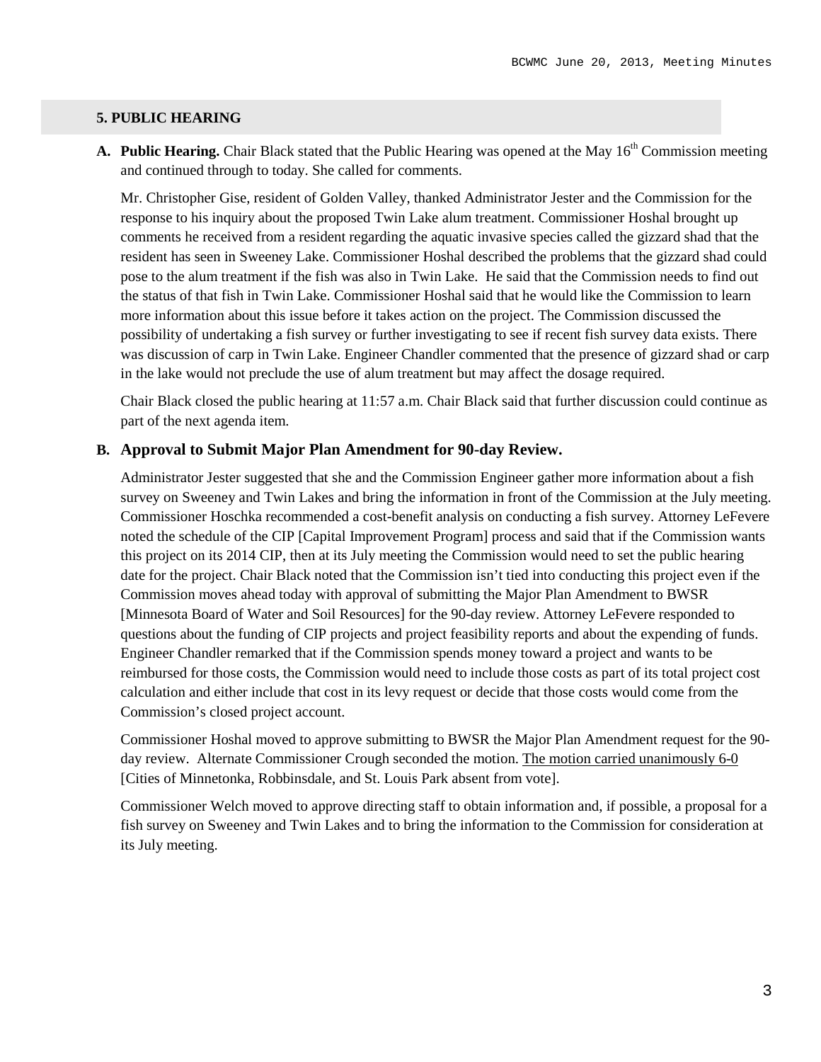## 5. PUBLIC HEARING

**A. Public Hearing.** Chair Black stated that the Public Hearing was opened at the May 16th Commission meeting and continued through to today. She called for comments.

Mr. Christopher Gise, resident of Golden Valley, thanked Administrator Jester and the Commission for the response to his inquiry about the proposed Twin Lake alum treatment. Commissioner Hoshal brought up comments he received from a resident regarding the aquatic invasive species called the gizzard shad that the resident has seen in Sweeney Lake. Commissioner Hoshal described the problems that the gizzard shad could pose to the alum treatment if the fish was also in Twin Lake. He said that the Commission needs to find out the status of that fish in Twin Lake. Commissioner Hoshal said that he would like the Commission to learn more information about this issue before it takes action on the project. The Commission discussed the possibility of undertaking a fish survey or further investigating to see if recent fish survey data exists. There was discussion of carp in Twin Lake. Engineer Chandler commented that the presence of gizzard shad or carp in the lake would not preclude the use of alum treatment but may affect the dosage required.

Chair Black closed the public hearing at 11:57 a.m. Chair Black said that further discussion could continue as part of the next agenda item.

**B. Approval to Submit Major Plan Amendment for 90-day Review.**

Administrator Jester suggested that she and the Commission Engineer gather more information about a fish survey on Sweeney and Twin Lakes and bring the information in front of the Commission at the July meeting. Commissioner Hoschka recommended a cost-benefit analysis on conducting a fish survey. Attorney LeFevere noted the schedule of the CIP [Capital Improvement Program] process and said that if the Commission wants this project on its 2014 CIP, then at its July meeting the Commission would need to set the public hearing date for the project. Chair Black noted that the Commission isn't tied into conducting this project even if the Commission moves ahead today with approval of submitting the Major Plan Amendment to BWSR [Minnesota Board of Water and Soil Resources] for the 90-day review. Attorney LeFevere responded to questions about the funding of CIP projects and project feasibility reports and about the expending of funds. Engineer Chandler remarked that if the Commission spends money toward a project and wants to be reimbursed for those costs, the Commission would need to include those costs as part of its total project cost calculation and either include that cost in its levy request or decide that those costs would come from the Commission's closed project account.

Commissioner Hoshal moved to approve submitting to BWSR the Major Plan Amendment request for the 90-day review. Alternate Commissioner Crough seconded the motion. <u>The motion carried unanimously 6-0</u> [Cities of Minnetonka, Robbinsdale, and St. Louis Park absent from vote].

Commissioner Welch moved to approve directing staff to obtain information and, if possible, a proposal for a fish survey on Sweeney and Twin Lakes and to bring the information to the Commission for consideration at its July meeting.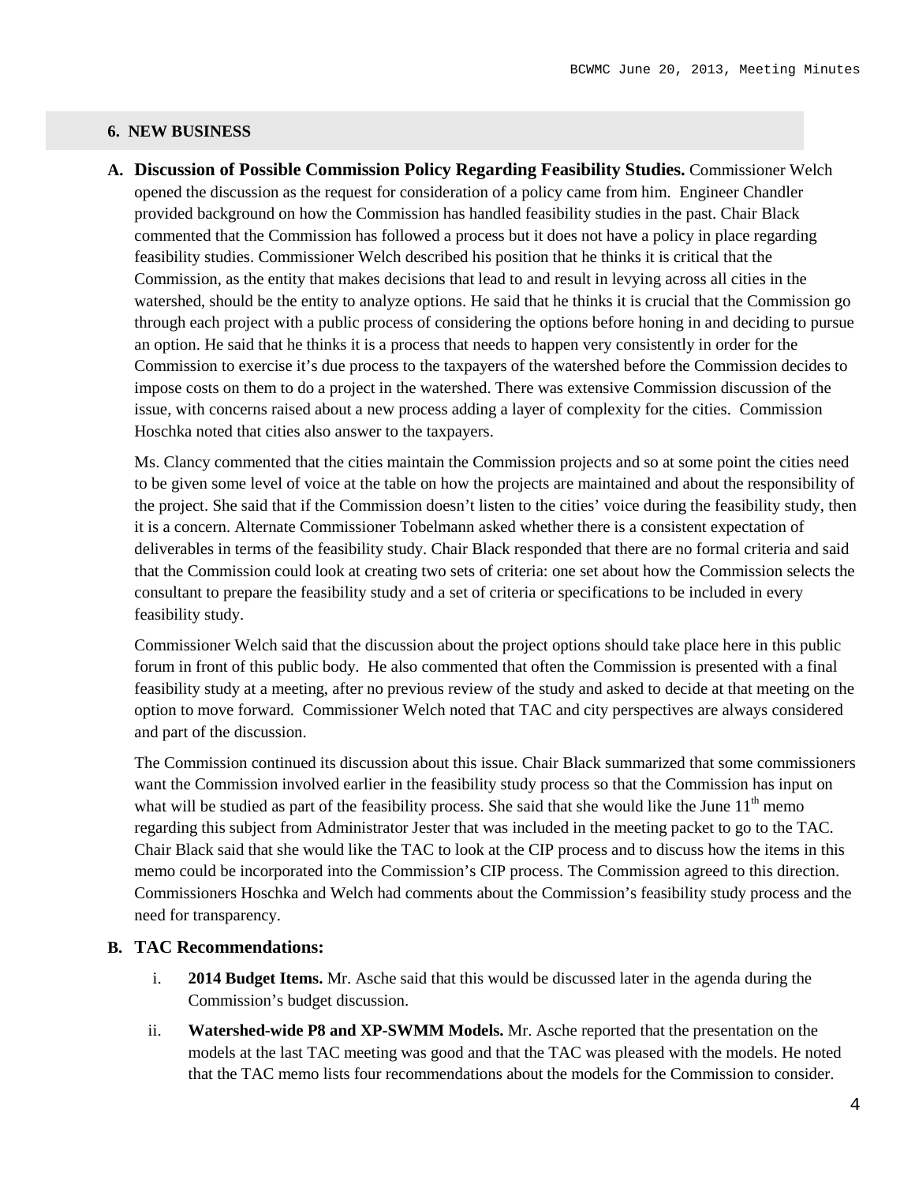## 6. NEW BUSINESS

**A. Discussion of Possible Commission Policy Regarding Feasibility Studies.** Commissioner Welch opened the discussion as the request for consideration of a policy came from him. Engineer Chandler provided background on how the Commission has handled feasibility studies in the past. Chair Black commented that the Commission has followed a process but it does not have a policy in place regarding feasibility studies. Commissioner Welch described his position that he thinks it is critical that the Commission, as the entity that makes decisions that lead to and result in levying across all cities in the watershed, should be the entity to analyze options. He said that he thinks it is crucial that the Commission go through each project with a public process of considering the options before honing in and deciding to pursue an option. He said that he thinks it is a process that needs to happen very consistently in order for the Commission to exercise it's due process to the taxpayers of the watershed before the Commission decides to impose costs on them to do a project in the watershed. There was extensive Commission discussion of the issue, with concerns raised about a new process adding a layer of complexity for the cities. Commission Hoschka noted that cities also answer to the taxpayers.

Ms. Clancy commented that the cities maintain the Commission projects and so at some point the cities need to be given some level of voice at the table on how the projects are maintained and about the responsibility of the project. She said that if the Commission doesn't listen to the cities' voice during the feasibility study, then it is a concern. Alternate Commissioner Tobelmann asked whether there is a consistent expectation of deliverables in terms of the feasibility study. Chair Black responded that there are no formal criteria and said that the Commission could look at creating two sets of criteria: one set about how the Commission selects the consultant to prepare the feasibility study and a set of criteria or specifications to be included in every feasibility study.

Commissioner Welch said that the discussion about the project options should take place here in this public forum in front of this public body. He also commented that often the Commission is presented with a final feasibility study at a meeting, after no previous review of the study and asked to decide at that meeting on the option to move forward. Commissioner Welch noted that TAC and city perspectives are always considered and part of the discussion.

The Commission continued its discussion about this issue. Chair Black summarized that some commissioners want the Commission involved earlier in the feasibility study process so that the Commission has input on what will be studied as part of the feasibility process. She said that she would like the June 11th memo regarding this subject from Administrator Jester that was included in the meeting packet to go to the TAC. Chair Black said that she would like the TAC to look at the CIP process and to discuss how the items in this memo could be incorporated into the Commission's CIP process. The Commission agreed to this direction. Commissioners Hoschka and Welch had comments about the Commission's feasibility study process and the need for transparency.

**B. TAC Recommendations:**

i. **2014 Budget Items.** Mr. Asche said that this would be discussed later in the agenda during the Commission's budget discussion.

ii. **Watershed-wide P8 and XP-SWMM Models.** Mr. Asche reported that the presentation on the models at the last TAC meeting was good and that the TAC was pleased with the models. He noted that the TAC memo lists four recommendations about the models for the Commission to consider.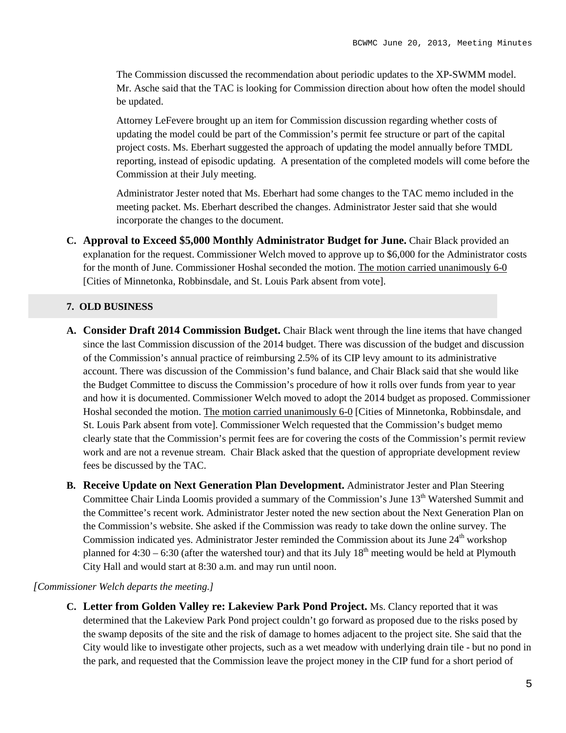The Commission discussed the recommendation about periodic updates to the XP-SWMM model. Mr. Asche said that the TAC is looking for Commission direction about how often the model should be updated.

Attorney LeFevere brought up an item for Commission discussion regarding whether costs of updating the model could be part of the Commission's permit fee structure or part of the capital project costs. Ms. Eberhart suggested the approach of updating the model annually before TMDL reporting, instead of episodic updating. A presentation of the completed models will come before the Commission at their July meeting.

Administrator Jester noted that Ms. Eberhart had some changes to the TAC memo included in the meeting packet. Ms. Eberhart described the changes. Administrator Jester said that she would incorporate the changes to the document.

**C. Approval to Exceed $5,000 Monthly Administrator Budget for June.** Chair Black provided an explanation for the request. Commissioner Welch moved to approve up to $6,000 for the Administrator costs for the month of June. Commissioner Hoshal seconded the motion. The motion carried unanimously 6-0 [Cities of Minnetonka, Robbinsdale, and St. Louis Park absent from vote].

## 7. OLD BUSINESS

**A. Consider Draft 2014 Commission Budget.** Chair Black went through the line items that have changed since the last Commission discussion of the 2014 budget. There was discussion of the budget and discussion of the Commission's annual practice of reimbursing 2.5% of its CIP levy amount to its administrative account. There was discussion of the Commission's fund balance, and Chair Black said that she would like the Budget Committee to discuss the Commission's procedure of how it rolls over funds from year to year and how it is documented. Commissioner Welch moved to adopt the 2014 budget as proposed. Commissioner Hoshal seconded the motion. The motion carried unanimously 6-0 [Cities of Minnetonka, Robbinsdale, and St. Louis Park absent from vote]. Commissioner Welch requested that the Commission's budget memo clearly state that the Commission's permit fees are for covering the costs of the Commission's permit review work and are not a revenue stream. Chair Black asked that the question of appropriate development review fees be discussed by the TAC.

**B. Receive Update on Next Generation Plan Development.** Administrator Jester and Plan Steering Committee Chair Linda Loomis provided a summary of the Commission's June 13th Watershed Summit and the Committee's recent work. Administrator Jester noted the new section about the Next Generation Plan on the Commission's website. She asked if the Commission was ready to take down the online survey. The Commission indicated yes. Administrator Jester reminded the Commission about its June 24th workshop planned for 4:30 – 6:30 (after the watershed tour) and that its July 18th meeting would be held at Plymouth City Hall and would start at 8:30 a.m. and may run until noon.

*[Commissioner Welch departs the meeting.]*

**C. Letter from Golden Valley re: Lakeview Park Pond Project.** Ms. Clancy reported that it was determined that the Lakeview Park Pond project couldn't go forward as proposed due to the risks posed by the swamp deposits of the site and the risk of damage to homes adjacent to the project site. She said that the City would like to investigate other projects, such as a wet meadow with underlying drain tile - but no pond in the park, and requested that the Commission leave the project money in the CIP fund for a short period of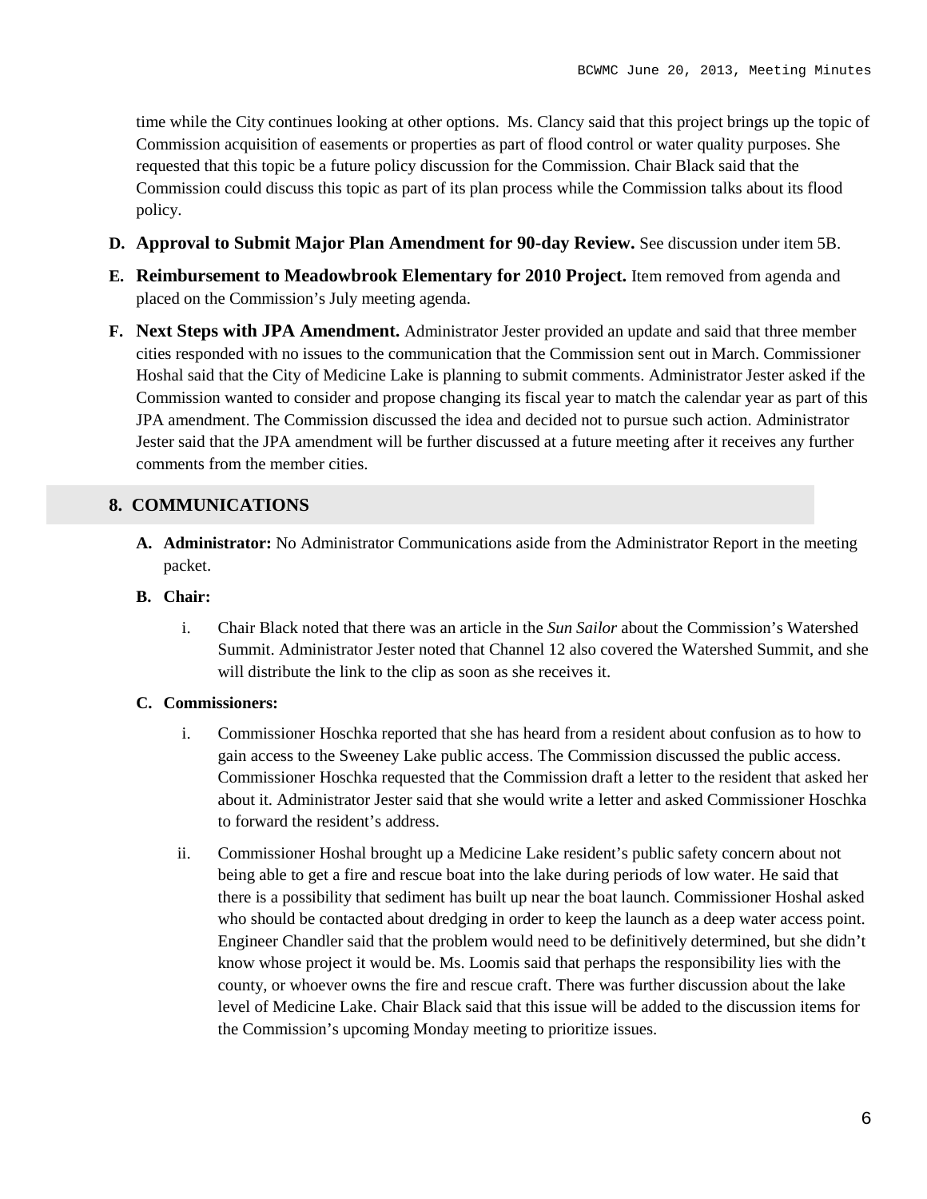time while the City continues looking at other options. Ms. Clancy said that this project brings up the topic of Commission acquisition of easements or properties as part of flood control or water quality purposes. She requested that this topic be a future policy discussion for the Commission. Chair Black said that the Commission could discuss this topic as part of its plan process while the Commission talks about its flood policy.

**D. Approval to Submit Major Plan Amendment for 90-day Review.** See discussion under item 5B.

**E. Reimbursement to Meadowbrook Elementary for 2010 Project.** Item removed from agenda and placed on the Commission's July meeting agenda.

**F. Next Steps with JPA Amendment.** Administrator Jester provided an update and said that three member cities responded with no issues to the communication that the Commission sent out in March. Commissioner Hoshal said that the City of Medicine Lake is planning to submit comments. Administrator Jester asked if the Commission wanted to consider and propose changing its fiscal year to match the calendar year as part of this JPA amendment. The Commission discussed the idea and decided not to pursue such action. Administrator Jester said that the JPA amendment will be further discussed at a future meeting after it receives any further comments from the member cities.

## 8. COMMUNICATIONS

**A. Administrator:** No Administrator Communications aside from the Administrator Report in the meeting packet.

**B. Chair:**

i. Chair Black noted that there was an article in the *Sun Sailor* about the Commission's Watershed Summit. Administrator Jester noted that Channel 12 also covered the Watershed Summit, and she will distribute the link to the clip as soon as she receives it.

**C. Commissioners:**

i. Commissioner Hoschka reported that she has heard from a resident about confusion as to how to gain access to the Sweeney Lake public access. The Commission discussed the public access. Commissioner Hoschka requested that the Commission draft a letter to the resident that asked her about it. Administrator Jester said that she would write a letter and asked Commissioner Hoschka to forward the resident's address.

ii. Commissioner Hoshal brought up a Medicine Lake resident's public safety concern about not being able to get a fire and rescue boat into the lake during periods of low water. He said that there is a possibility that sediment has built up near the boat launch. Commissioner Hoshal asked who should be contacted about dredging in order to keep the launch as a deep water access point. Engineer Chandler said that the problem would need to be definitively determined, but she didn't know whose project it would be. Ms. Loomis said that perhaps the responsibility lies with the county, or whoever owns the fire and rescue craft. There was further discussion about the lake level of Medicine Lake. Chair Black said that this issue will be added to the discussion items for the Commission's upcoming Monday meeting to prioritize issues.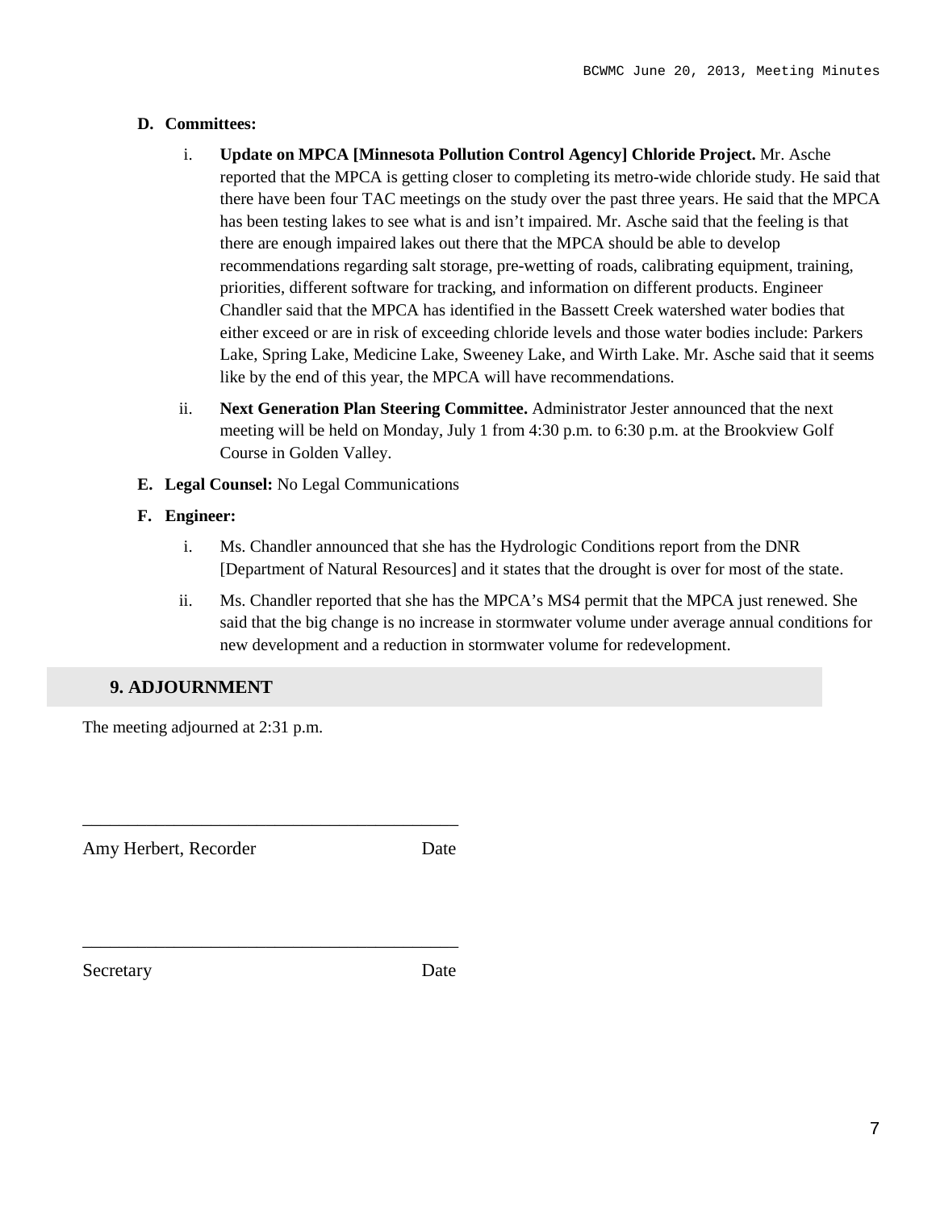**D. Committees:**

i. **Update on MPCA [Minnesota Pollution Control Agency] Chloride Project.** Mr. Asche reported that the MPCA is getting closer to completing its metro-wide chloride study. He said that there have been four TAC meetings on the study over the past three years. He said that the MPCA has been testing lakes to see what is and isn't impaired. Mr. Asche said that the feeling is that there are enough impaired lakes out there that the MPCA should be able to develop recommendations regarding salt storage, pre-wetting of roads, calibrating equipment, training, priorities, different software for tracking, and information on different products. Engineer Chandler said that the MPCA has identified in the Bassett Creek watershed water bodies that either exceed or are in risk of exceeding chloride levels and those water bodies include: Parkers Lake, Spring Lake, Medicine Lake, Sweeney Lake, and Wirth Lake. Mr. Asche said that it seems like by the end of this year, the MPCA will have recommendations.

ii. **Next Generation Plan Steering Committee.** Administrator Jester announced that the next meeting will be held on Monday, July 1 from 4:30 p.m. to 6:30 p.m. at the Brookview Golf Course in Golden Valley.

**E. Legal Counsel:** No Legal Communications

**F. Engineer:**

i. Ms. Chandler announced that she has the Hydrologic Conditions report from the DNR [Department of Natural Resources] and it states that the drought is over for most of the state.

ii. Ms. Chandler reported that she has the MPCA's MS4 permit that the MPCA just renewed. She said that the big change is no increase in stormwater volume under average annual conditions for new development and a reduction in stormwater volume for redevelopment.

## 9. ADJOURNMENT

The meeting adjourned at 2:31 p.m.

\_\_\_\_\_\_\_\_\_\_\_\_\_\_\_\_\_\_\_\_\_\_\_\_\_\_\_\_\_\_\_\_\_\_\_\_\_\_\_\_\_

Amy Herbert, Recorder Date

\_\_\_\_\_\_\_\_\_\_\_\_\_\_\_\_\_\_\_\_\_\_\_\_\_\_\_\_\_\_\_\_\_\_\_\_\_\_\_\_\_

Secretary Date